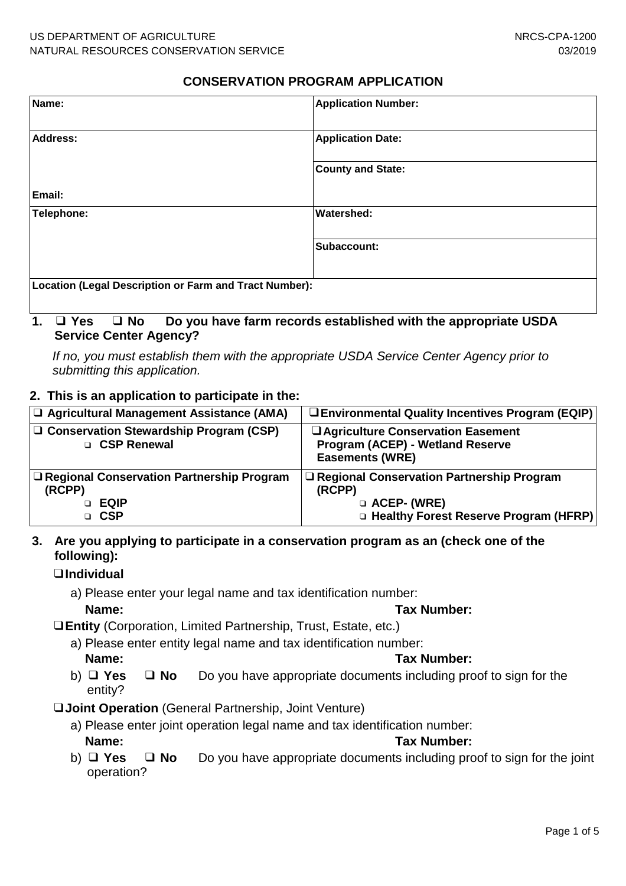US DEPARTMENT OF AGRICULTURE
NATURAL RESOURCES CONSERVATION SERVICE

NRCS-CPA-1200
03/2019

## CONSERVATION PROGRAM APPLICATION

| | |
|---|---|
| **Name:** | **Application Number:** |
| **Address:** | **Application Date:** |
| | **County and State:** |
| **Email:** | |
| **Telephone:** | **Watershed:** |
| | **Subaccount:** |
| **Location (Legal Description or Farm and Tract Number):** | |

**1. ❑ Yes ❑ No Do you have farm records established with the appropriate USDA Service Center Agency?**

*If no, you must establish them with the appropriate USDA Service Center Agency prior to submitting this application.*

**2. This is an application to participate in the:**

| | |
|---|---|
| **❑ Agricultural Management Assistance (AMA)** | **❑ Environmental Quality Incentives Program (EQIP)** |
| **❑ Conservation Stewardship Program (CSP)**<br>**❑ CSP Renewal** | **❑ Agriculture Conservation Easement Program (ACEP) - Wetland Reserve Easements (WRE)** |
| **❑ Regional Conservation Partnership Program (RCPP)**<br>**❑ EQIP**<br>**❑ CSP** | **❑ Regional Conservation Partnership Program (RCPP)**<br>**❑ ACEP- (WRE)**<br>**❑ Healthy Forest Reserve Program (HFRP)** |

**3. Are you applying to participate in a conservation program as an (check one of the following):**

**❑ Individual**

a) Please enter your legal name and tax identification number:
**Name:** **Tax Number:**

**❑ Entity** (Corporation, Limited Partnership, Trust, Estate, etc.)

a) Please enter entity legal name and tax identification number:
**Name:** **Tax Number:**

b) **❑ Yes ❑ No** Do you have appropriate documents including proof to sign for the entity?

**❑ Joint Operation** (General Partnership, Joint Venture)

a) Please enter joint operation legal name and tax identification number:
**Name:** **Tax Number:**

b) **❑ Yes ❑ No** Do you have appropriate documents including proof to sign for the joint operation?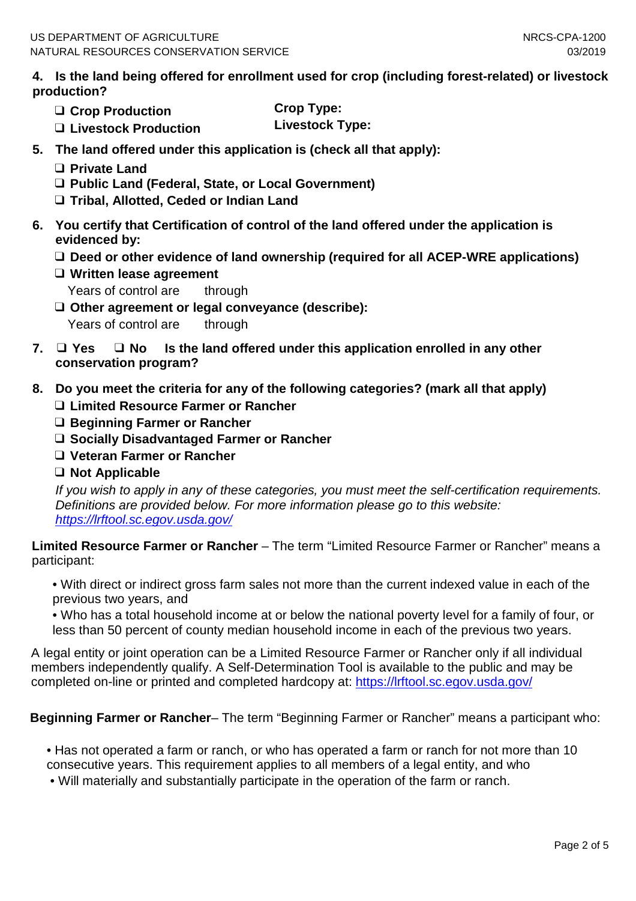**4. Is the land being offered for enrollment used for crop (including forest-related) or livestock production?**

- ❑ **Crop Production** **Crop Type:**
- ❑ **Livestock Production** **Livestock Type:**

**5. The land offered under this application is (check all that apply):**

- ❑ **Private Land**
- ❑ **Public Land (Federal, State, or Local Government)**
- ❑ **Tribal, Allotted, Ceded or Indian Land**

**6. You certify that Certification of control of the land offered under the application is evidenced by:**

- ❑ **Deed or other evidence of land ownership (required for all ACEP-WRE applications)**
- ❑ **Written lease agreement**
  Years of control are through
- ❑ **Other agreement or legal conveyance (describe):**
  Years of control are through

**7.** ❑ **Yes** ❑ **No** **Is the land offered under this application enrolled in any other conservation program?**

**8. Do you meet the criteria for any of the following categories? (mark all that apply)**

- ❑ **Limited Resource Farmer or Rancher**
- ❑ **Beginning Farmer or Rancher**
- ❑ **Socially Disadvantaged Farmer or Rancher**
- ❑ **Veteran Farmer or Rancher**
- ❑ **Not Applicable**

*If you wish to apply in any of these categories, you must meet the self-certification requirements. Definitions are provided below. For more information please go to this website: https://lrftool.sc.egov.usda.gov/*

**Limited Resource Farmer or Rancher** – The term "Limited Resource Farmer or Rancher" means a participant:

- With direct or indirect gross farm sales not more than the current indexed value in each of the previous two years, and
- Who has a total household income at or below the national poverty level for a family of four, or less than 50 percent of county median household income in each of the previous two years.

A legal entity or joint operation can be a Limited Resource Farmer or Rancher only if all individual members independently qualify. A Self-Determination Tool is available to the public and may be completed on-line or printed and completed hardcopy at: https://lrftool.sc.egov.usda.gov/

**Beginning Farmer or Rancher**– The term "Beginning Farmer or Rancher" means a participant who:

- Has not operated a farm or ranch, or who has operated a farm or ranch for not more than 10 consecutive years. This requirement applies to all members of a legal entity, and who
- Will materially and substantially participate in the operation of the farm or ranch.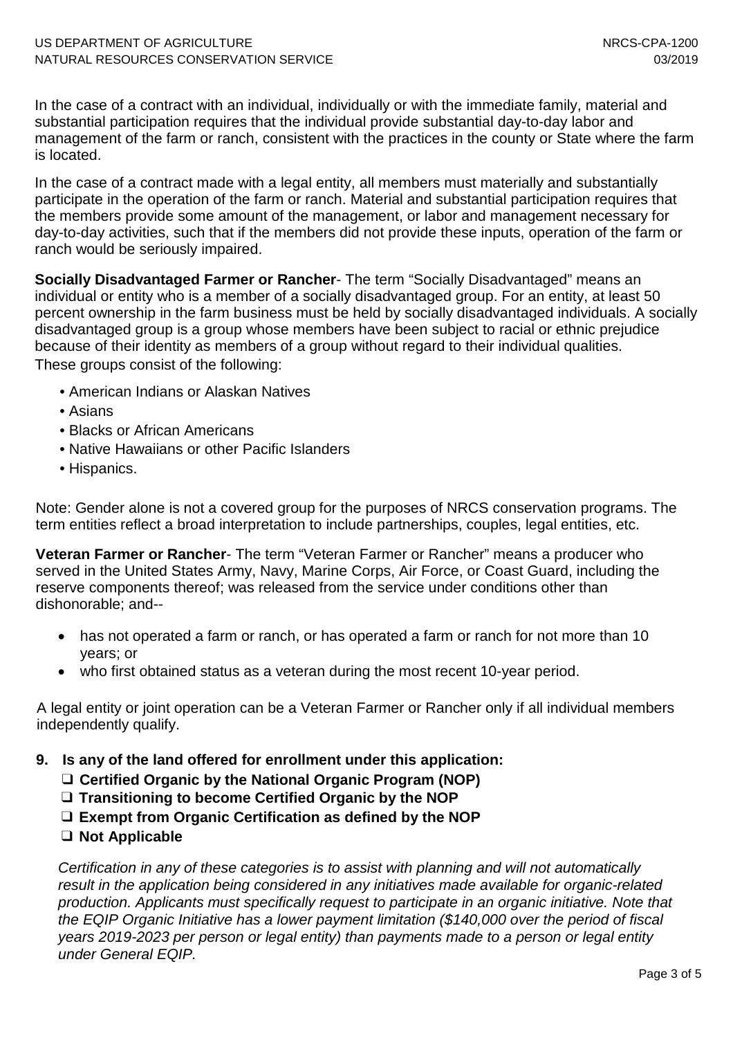In the case of a contract with an individual, individually or with the immediate family, material and substantial participation requires that the individual provide substantial day-to-day labor and management of the farm or ranch, consistent with the practices in the county or State where the farm is located.

In the case of a contract made with a legal entity, all members must materially and substantially participate in the operation of the farm or ranch. Material and substantial participation requires that the members provide some amount of the management, or labor and management necessary for day-to-day activities, such that if the members did not provide these inputs, operation of the farm or ranch would be seriously impaired.

**Socially Disadvantaged Farmer or Rancher**- The term "Socially Disadvantaged" means an individual or entity who is a member of a socially disadvantaged group. For an entity, at least 50 percent ownership in the farm business must be held by socially disadvantaged individuals. A socially disadvantaged group is a group whose members have been subject to racial or ethnic prejudice because of their identity as members of a group without regard to their individual qualities. These groups consist of the following:

- American Indians or Alaskan Natives
- Asians
- Blacks or African Americans
- Native Hawaiians or other Pacific Islanders
- Hispanics.

Note: Gender alone is not a covered group for the purposes of NRCS conservation programs. The term entities reflect a broad interpretation to include partnerships, couples, legal entities, etc.

**Veteran Farmer or Rancher**- The term "Veteran Farmer or Rancher" means a producer who served in the United States Army, Navy, Marine Corps, Air Force, or Coast Guard, including the reserve components thereof; was released from the service under conditions other than dishonorable; and--

- has not operated a farm or ranch, or has operated a farm or ranch for not more than 10 years; or
- who first obtained status as a veteran during the most recent 10-year period.

A legal entity or joint operation can be a Veteran Farmer or Rancher only if all individual members independently qualify.

**9. Is any of the land offered for enrollment under this application:**

- ❑ **Certified Organic by the National Organic Program (NOP)**
- ❑ **Transitioning to become Certified Organic by the NOP**
- ❑ **Exempt from Organic Certification as defined by the NOP**
- ❑ **Not Applicable**

*Certification in any of these categories is to assist with planning and will not automatically result in the application being considered in any initiatives made available for organic-related production. Applicants must specifically request to participate in an organic initiative. Note that the EQIP Organic Initiative has a lower payment limitation ($140,000 over the period of fiscal years 2019-2023 per person or legal entity) than payments made to a person or legal entity under General EQIP.*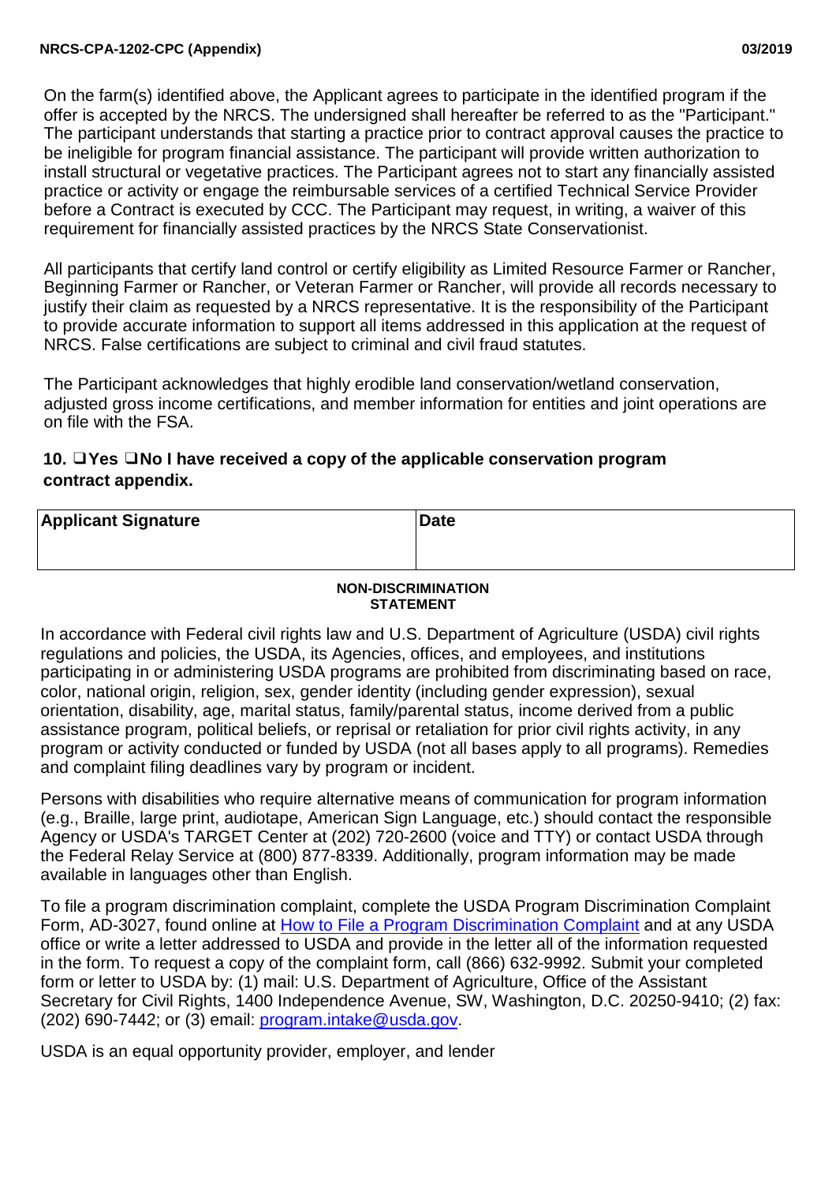On the farm(s) identified above, the Applicant agrees to participate in the identified program if the offer is accepted by the NRCS. The undersigned shall hereafter be referred to as the "Participant." The participant understands that starting a practice prior to contract approval causes the practice to be ineligible for program financial assistance. The participant will provide written authorization to install structural or vegetative practices. The Participant agrees not to start any financially assisted practice or activity or engage the reimbursable services of a certified Technical Service Provider before a Contract is executed by CCC. The Participant may request, in writing, a waiver of this requirement for financially assisted practices by the NRCS State Conservationist.

All participants that certify land control or certify eligibility as Limited Resource Farmer or Rancher, Beginning Farmer or Rancher, or Veteran Farmer or Rancher, will provide all records necessary to justify their claim as requested by a NRCS representative. It is the responsibility of the Participant to provide accurate information to support all items addressed in this application at the request of NRCS. False certifications are subject to criminal and civil fraud statutes.

The Participant acknowledges that highly erodible land conservation/wetland conservation, adjusted gross income certifications, and member information for entities and joint operations are on file with the FSA.

**10. ❑ Yes ❑ No I have received a copy of the applicable conservation program contract appendix.**

| **Applicant Signature** | **Date** |
|---|---|
| | |

**NON-DISCRIMINATION STATEMENT**

In accordance with Federal civil rights law and U.S. Department of Agriculture (USDA) civil rights regulations and policies, the USDA, its Agencies, offices, and employees, and institutions participating in or administering USDA programs are prohibited from discriminating based on race, color, national origin, religion, sex, gender identity (including gender expression), sexual orientation, disability, age, marital status, family/parental status, income derived from a public assistance program, political beliefs, or reprisal or retaliation for prior civil rights activity, in any program or activity conducted or funded by USDA (not all bases apply to all programs). Remedies and complaint filing deadlines vary by program or incident.

Persons with disabilities who require alternative means of communication for program information (e.g., Braille, large print, audiotape, American Sign Language, etc.) should contact the responsible Agency or USDA's TARGET Center at (202) 720-2600 (voice and TTY) or contact USDA through the Federal Relay Service at (800) 877-8339. Additionally, program information may be made available in languages other than English.

To file a program discrimination complaint, complete the USDA Program Discrimination Complaint Form, AD-3027, found online at How to File a Program Discrimination Complaint and at any USDA office or write a letter addressed to USDA and provide in the letter all of the information requested in the form. To request a copy of the complaint form, call (866) 632-9992. Submit your completed form or letter to USDA by: (1) mail: U.S. Department of Agriculture, Office of the Assistant Secretary for Civil Rights, 1400 Independence Avenue, SW, Washington, D.C. 20250-9410; (2) fax: (202) 690-7442; or (3) email: program.intake@usda.gov.

USDA is an equal opportunity provider, employer, and lender